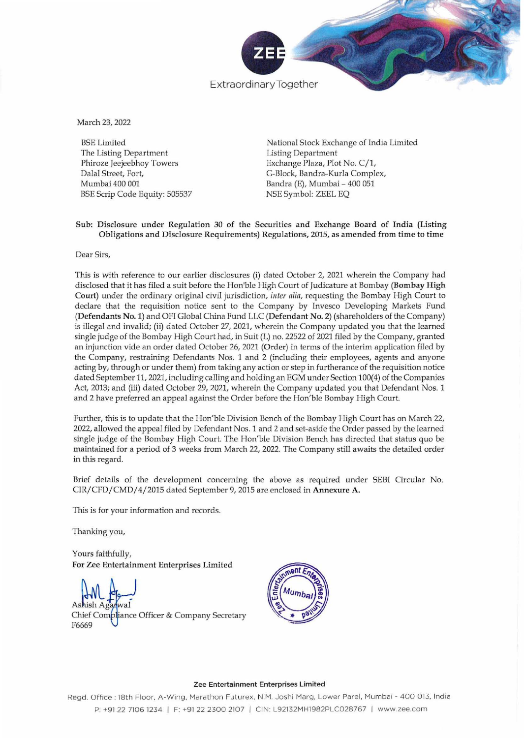March 23, 2022

BSE Limited
The Listing Department
Phiroze Jeejeebhoy Towers
Dalal Street, Fort,
Mumbai 400 001
BSE Scrip Code Equity: 505537

National Stock Exchange of India Limited
Listing Department
Exchange Plaza, Plot No. C/1,
G-Block, Bandra-Kurla Complex,
Bandra (E), Mumbai – 400 051
NSE Symbol: ZEEL EQ

**Sub: Disclosure under Regulation 30 of the Securities and Exchange Board of India (Listing Obligations and Disclosure Requirements) Regulations, 2015, as amended from time to time**

Dear Sirs,

This is with reference to our earlier disclosures (i) dated October 2, 2021 wherein the Company had disclosed that it has filed a suit before the Hon'ble High Court of Judicature at Bombay (**Bombay High Court**) under the ordinary original civil jurisdiction, *inter alia*, requesting the Bombay High Court to declare that the requisition notice sent to the Company by Invesco Developing Markets Fund (**Defendants No. 1**) and OFI Global China Fund LLC (**Defendant No. 2**) (shareholders of the Company) is illegal and invalid; (ii) dated October 27, 2021, wherein the Company updated you that the learned single judge of the Bombay High Court had, in Suit (L) no. 22522 of 2021 filed by the Company, granted an injunction vide an order dated October 26, 2021 (**Order**) in terms of the interim application filed by the Company, restraining Defendants Nos. 1 and 2 (including their employees, agents and anyone acting by, through or under them) from taking any action or step in furtherance of the requisition notice dated September 11, 2021, including calling and holding an EGM under Section 100(4) of the Companies Act, 2013; and (iii) dated October 29, 2021, wherein the Company updated you that Defendant Nos. 1 and 2 have preferred an appeal against the Order before the Hon'ble Bombay High Court.

Further, this is to update that the Hon'ble Division Bench of the Bombay High Court has on March 22, 2022, allowed the appeal filed by Defendant Nos. 1 and 2 and set-aside the Order passed by the learned single judge of the Bombay High Court. The Hon'ble Division Bench has directed that status quo be maintained for a period of 3 weeks from March 22, 2022. The Company still awaits the detailed order in this regard.

Brief details of the development concerning the above as required under SEBI Circular No. CIR/CFD/CMD/4/2015 dated September 9, 2015 are enclosed in **Annexure A.**

This is for your information and records.

Thanking you,

Yours faithfully,
**For Zee Entertainment Enterprises Limited**

Ashish Agarwal
Chief Compliance Officer & Company Secretary
F6669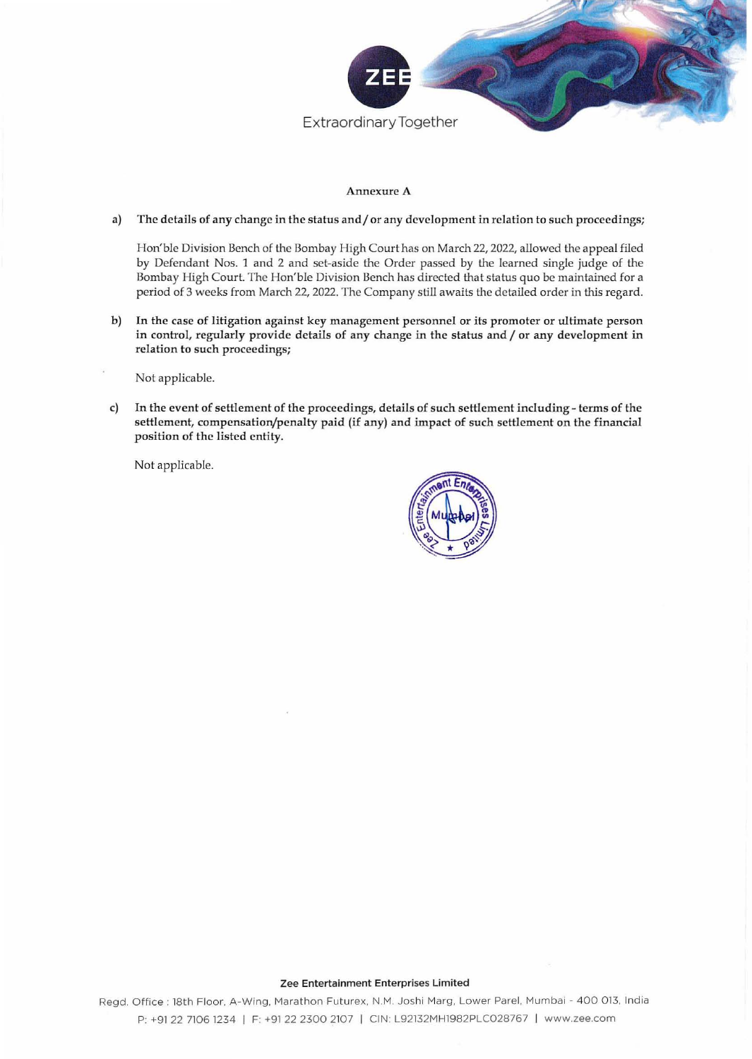## Annexure A

a) **The details of any change in the status and / or any development in relation to such proceedings;**

Hon'ble Division Bench of the Bombay High Court has on March 22, 2022, allowed the appeal filed by Defendant Nos. 1 and 2 and set-aside the Order passed by the learned single judge of the Bombay High Court. The Hon'ble Division Bench has directed that status quo be maintained for a period of 3 weeks from March 22, 2022. The Company still awaits the detailed order in this regard.

b) **In the case of litigation against key management personnel or its promoter or ultimate person in control, regularly provide details of any change in the status and / or any development in relation to such proceedings;**

Not applicable.

c) **In the event of settlement of the proceedings, details of such settlement including - terms of the settlement, compensation/penalty paid (if any) and impact of such settlement on the financial position of the listed entity.**

Not applicable.

**Zee Entertainment Enterprises Limited**

Regd. Office : 18th Floor, A-Wing, Marathon Futurex, N.M. Joshi Marg, Lower Parel, Mumbai - 400 013, India
P: +91 22 7106 1234 | F: +91 22 2300 2107 | CIN: L92132MH1982PLC028767 | www.zee.com